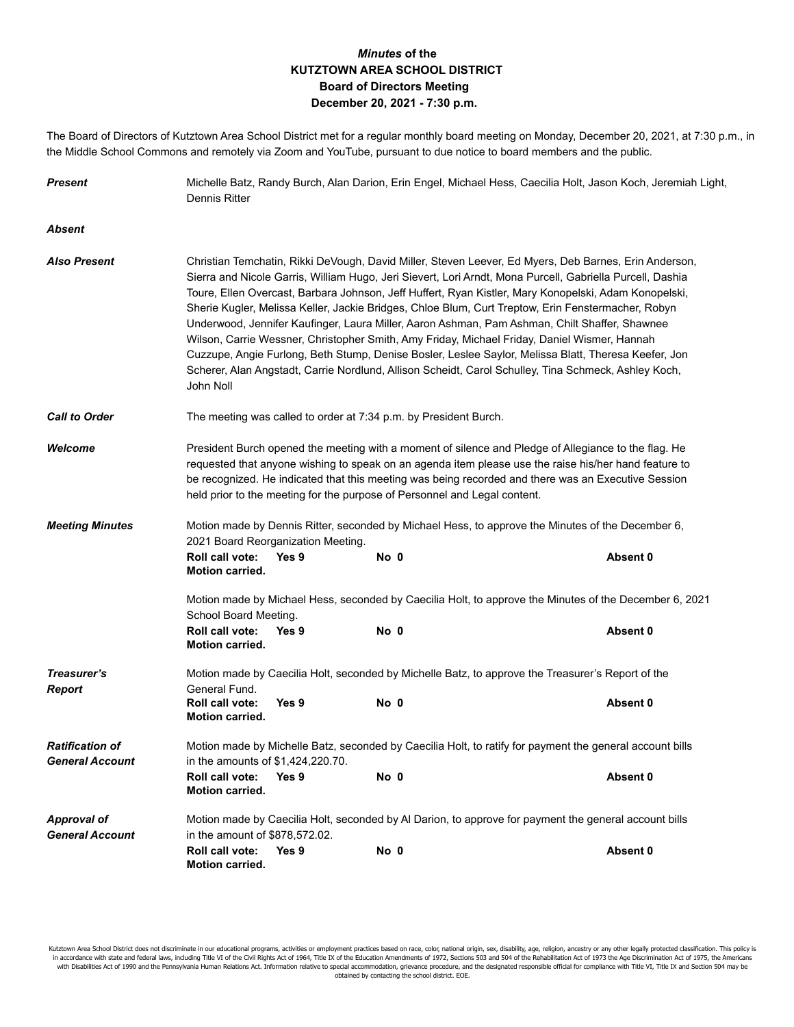# *Minutes* of the KUTZTOWN AREA SCHOOL DISTRICT Board of Directors Meeting December 20, 2021 - 7:30 p.m.

The Board of Directors of Kutztown Area School District met for a regular monthly board meeting on Monday, December 20, 2021, at 7:30 p.m., in the Middle School Commons and remotely via Zoom and YouTube, pursuant to due notice to board members and the public.

***Present***

Michelle Batz, Randy Burch, Alan Darion, Erin Engel, Michael Hess, Caecilia Holt, Jason Koch, Jeremiah Light, Dennis Ritter

***Absent***

***Also Present***

Christian Temchatin, Rikki DeVough, David Miller, Steven Leever, Ed Myers, Deb Barnes, Erin Anderson, Sierra and Nicole Garris, William Hugo, Jeri Sievert, Lori Arndt, Mona Purcell, Gabriella Purcell, Dashia Toure, Ellen Overcast, Barbara Johnson, Jeff Huffert, Ryan Kistler, Mary Konopelski, Adam Konopelski, Sherie Kugler, Melissa Keller, Jackie Bridges, Chloe Blum, Curt Treptow, Erin Fenstermacher, Robyn Underwood, Jennifer Kaufinger, Laura Miller, Aaron Ashman, Pam Ashman, Chilt Shaffer, Shawnee Wilson, Carrie Wessner, Christopher Smith, Amy Friday, Michael Friday, Daniel Wismer, Hannah Cuzzupe, Angie Furlong, Beth Stump, Denise Bosler, Leslee Saylor, Melissa Blatt, Theresa Keefer, Jon Scherer, Alan Angstadt, Carrie Nordlund, Allison Scheidt, Carol Schulley, Tina Schmeck, Ashley Koch, John Noll

***Call to Order***

The meeting was called to order at 7:34 p.m. by President Burch.

***Welcome***

President Burch opened the meeting with a moment of silence and Pledge of Allegiance to the flag. He requested that anyone wishing to speak on an agenda item please use the raise his/her hand feature to be recognized. He indicated that this meeting was being recorded and there was an Executive Session held prior to the meeting for the purpose of Personnel and Legal content.

***Meeting Minutes***

Motion made by Dennis Ritter, seconded by Michael Hess, to approve the Minutes of the December 6, 2021 Board Reorganization Meeting.

**Roll call vote: Yes 9** **No 0** **Absent 0**
**Motion carried.**

Motion made by Michael Hess, seconded by Caecilia Holt, to approve the Minutes of the December 6, 2021 School Board Meeting.

**Roll call vote: Yes 9** **No 0** **Absent 0**
**Motion carried.**

***Treasurer's Report***

Motion made by Caecilia Holt, seconded by Michelle Batz, to approve the Treasurer's Report of the General Fund.

**Roll call vote: Yes 9** **No 0** **Absent 0**
**Motion carried.**

***Ratification of General Account***

Motion made by Michelle Batz, seconded by Caecilia Holt, to ratify for payment the general account bills in the amounts of $1,424,220.70.

**Roll call vote: Yes 9** **No 0** **Absent 0**
**Motion carried.**

***Approval of General Account***

Motion made by Caecilia Holt, seconded by Al Darion, to approve for payment the general account bills in the amount of $878,572.02.

**Roll call vote: Yes 9** **No 0** **Absent 0**
**Motion carried.**

Kutztown Area School District does not discriminate in our educational programs, activities or employment practices based on race, color, national origin, sex, disability, age, religion, ancestry or any other legally protected classification. This policy is in accordance with state and federal laws, including Title VI of the Civil Rights Act of 1964, Title IX of the Education Amendments of 1972, Sections 503 and 504 of the Rehabilitation Act of 1973 the Age Discrimination Act of 1975, the Americans with Disabilities Act of 1990 and the Pennsylvania Human Relations Act. Information relative to special accommodation, grievance procedure, and the designated responsible official for compliance with Title VI, Title IX and Section 504 may be obtained by contacting the school district. EOE.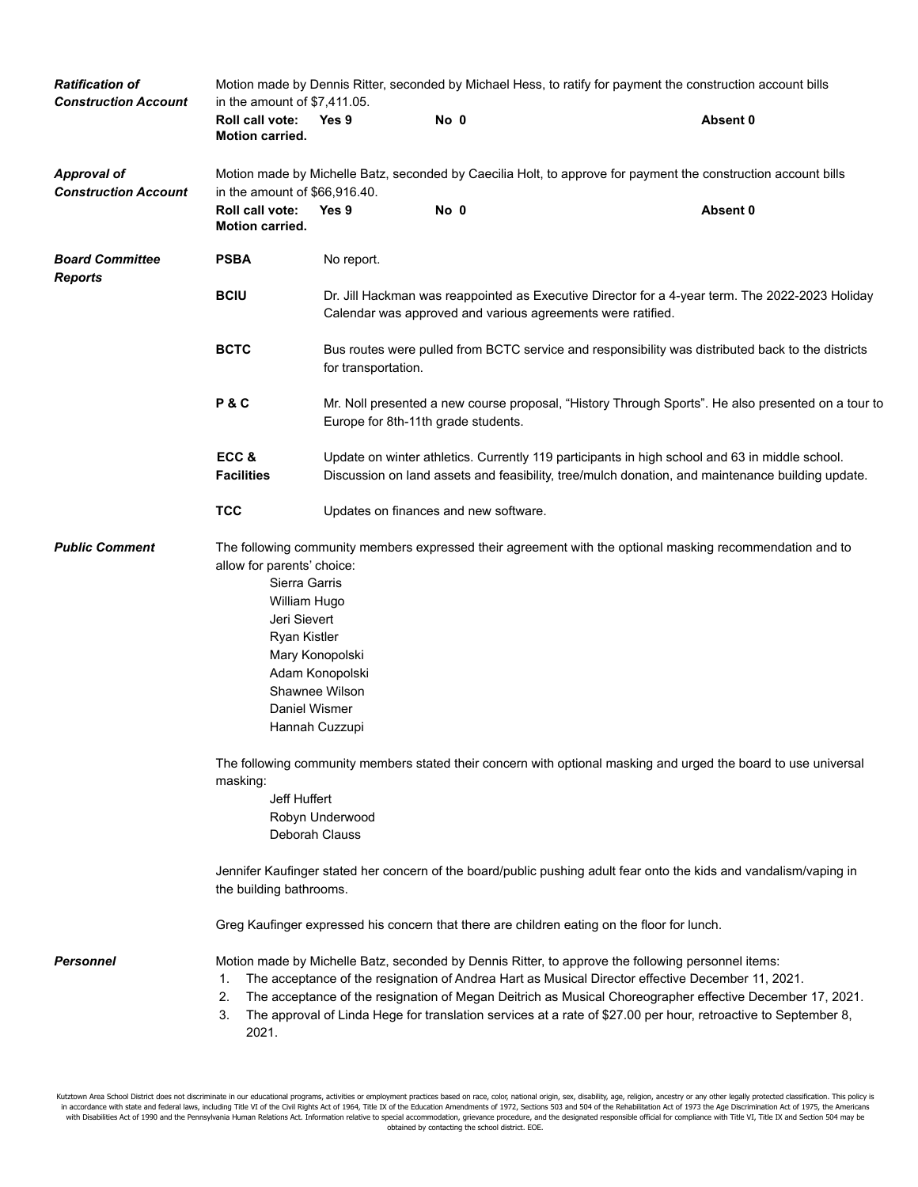***Ratification of Construction Account***

Motion made by Dennis Ritter, seconded by Michael Hess, to ratify for payment the construction account bills in the amount of $7,411.05.

**Roll call vote:** **Yes 9** **No 0** **Absent 0**
**Motion carried.**

***Approval of Construction Account***

Motion made by Michelle Batz, seconded by Caecilia Holt, to approve for payment the construction account bills in the amount of $66,916.40.

**Roll call vote:** **Yes 9** **No 0** **Absent 0**
**Motion carried.**

***Board Committee Reports***

**PSBA** No report.

**BCIU** Dr. Jill Hackman was reappointed as Executive Director for a 4-year term. The 2022-2023 Holiday Calendar was approved and various agreements were ratified.

**BCTC** Bus routes were pulled from BCTC service and responsibility was distributed back to the districts for transportation.

**P & C** Mr. Noll presented a new course proposal, "History Through Sports". He also presented on a tour to Europe for 8th-11th grade students.

**ECC & Facilities** Update on winter athletics. Currently 119 participants in high school and 63 in middle school. Discussion on land assets and feasibility, tree/mulch donation, and maintenance building update.

**TCC** Updates on finances and new software.

***Public Comment***

The following community members expressed their agreement with the optional masking recommendation and to allow for parents' choice:

Sierra Garris
William Hugo
Jeri Sievert
Ryan Kistler
Mary Konopolski
Adam Konopolski
Shawnee Wilson
Daniel Wismer
Hannah Cuzzupi

The following community members stated their concern with optional masking and urged the board to use universal masking:

Jeff Huffert
Robyn Underwood
Deborah Clauss

Jennifer Kaufinger stated her concern of the board/public pushing adult fear onto the kids and vandalism/vaping in the building bathrooms.

Greg Kaufinger expressed his concern that there are children eating on the floor for lunch.

***Personnel***

Motion made by Michelle Batz, seconded by Dennis Ritter, to approve the following personnel items:

1. The acceptance of the resignation of Andrea Hart as Musical Director effective December 11, 2021.
2. The acceptance of the resignation of Megan Deitrich as Musical Choreographer effective December 17, 2021.
3. The approval of Linda Hege for translation services at a rate of $27.00 per hour, retroactive to September 8, 2021.

Kutztown Area School District does not discriminate in our educational programs, activities or employment practices based on race, color, national origin, sex, disability, age, religion, ancestry or any other legally protected classification. This policy is in accordance with state and federal laws, including Title VI of the Civil Rights Act of 1964, Title IX of the Education Amendments of 1972, Sections 503 and 504 of the Rehabilitation Act of 1973 the Age Discrimination Act of 1975, the Americans with Disabilities Act of 1990 and the Pennsylvania Human Relations Act. Information relative to special accommodation, grievance procedure, and the designated responsible official for compliance with Title VI, Title IX and Section 504 may be obtained by contacting the school district. EOE.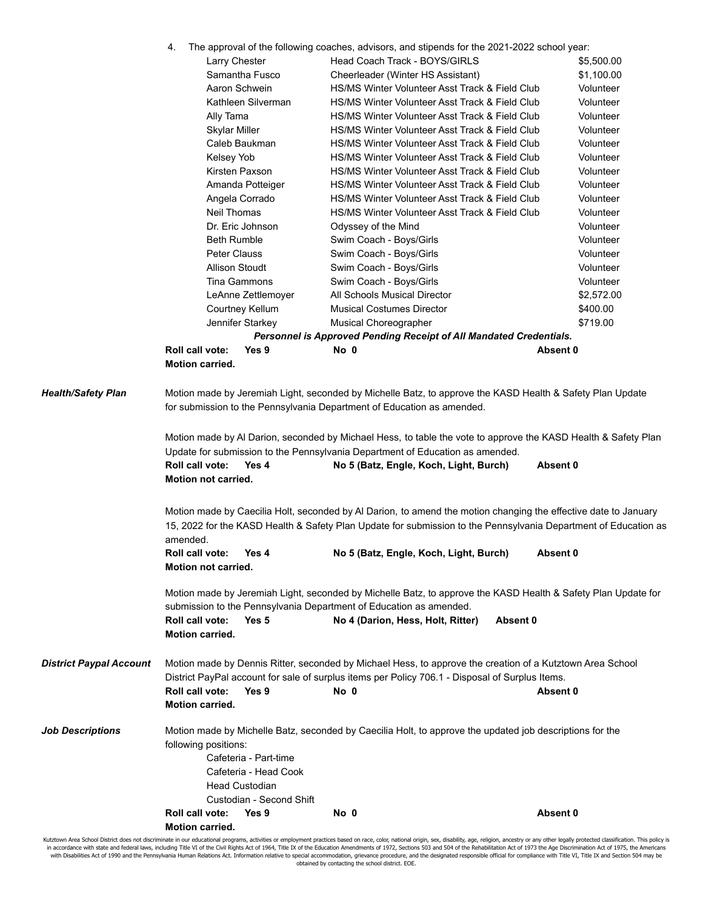4. The approval of the following coaches, advisors, and stipends for the 2021-2022 school year:

| | | |
|---|---|---|
| Larry Chester | Head Coach Track - BOYS/GIRLS | $5,500.00 |
| Samantha Fusco | Cheerleader (Winter HS Assistant) | $1,100.00 |
| Aaron Schwein | HS/MS Winter Volunteer Asst Track & Field Club | Volunteer |
| Kathleen Silverman | HS/MS Winter Volunteer Asst Track & Field Club | Volunteer |
| Ally Tama | HS/MS Winter Volunteer Asst Track & Field Club | Volunteer |
| Skylar Miller | HS/MS Winter Volunteer Asst Track & Field Club | Volunteer |
| Caleb Baukman | HS/MS Winter Volunteer Asst Track & Field Club | Volunteer |
| Kelsey Yob | HS/MS Winter Volunteer Asst Track & Field Club | Volunteer |
| Kirsten Paxson | HS/MS Winter Volunteer Asst Track & Field Club | Volunteer |
| Amanda Potteiger | HS/MS Winter Volunteer Asst Track & Field Club | Volunteer |
| Angela Corrado | HS/MS Winter Volunteer Asst Track & Field Club | Volunteer |
| Neil Thomas | HS/MS Winter Volunteer Asst Track & Field Club | Volunteer |
| Dr. Eric Johnson | Odyssey of the Mind | Volunteer |
| Beth Rumble | Swim Coach - Boys/Girls | Volunteer |
| Peter Clauss | Swim Coach - Boys/Girls | Volunteer |
| Allison Stoudt | Swim Coach - Boys/Girls | Volunteer |
| Tina Gammons | Swim Coach - Boys/Girls | Volunteer |
| LeAnne Zettlemoyer | All Schools Musical Director | $2,572.00 |
| Courtney Kellum | Musical Costumes Director | $400.00 |
| Jennifer Starkey | Musical Choreographer | $719.00 |

***Personnel is Approved Pending Receipt of All Mandated Credentials.***

**Roll call vote: Yes 9 No 0 Absent 0**
**Motion carried.**

***Health/Safety Plan***

Motion made by Jeremiah Light, seconded by Michelle Batz, to approve the KASD Health & Safety Plan Update for submission to the Pennsylvania Department of Education as amended.

Motion made by Al Darion, seconded by Michael Hess, to table the vote to approve the KASD Health & Safety Plan Update for submission to the Pennsylvania Department of Education as amended.
**Roll call vote: Yes 4 No 5 (Batz, Engle, Koch, Light, Burch) Absent 0**
**Motion not carried.**

Motion made by Caecilia Holt, seconded by Al Darion, to amend the motion changing the effective date to January 15, 2022 for the KASD Health & Safety Plan Update for submission to the Pennsylvania Department of Education as amended.
**Roll call vote: Yes 4 No 5 (Batz, Engle, Koch, Light, Burch) Absent 0**
**Motion not carried.**

Motion made by Jeremiah Light, seconded by Michelle Batz, to approve the KASD Health & Safety Plan Update for submission to the Pennsylvania Department of Education as amended.
**Roll call vote: Yes 5 No 4 (Darion, Hess, Holt, Ritter) Absent 0**
**Motion carried.**

***District Paypal Account***

Motion made by Dennis Ritter, seconded by Michael Hess, to approve the creation of a Kutztown Area School District PayPal account for sale of surplus items per Policy 706.1 - Disposal of Surplus Items.
**Roll call vote: Yes 9 No 0 Absent 0**
**Motion carried.**

***Job Descriptions***

Motion made by Michelle Batz, seconded by Caecilia Holt, to approve the updated job descriptions for the following positions:

- Cafeteria - Part-time
- Cafeteria - Head Cook
- Head Custodian
- Custodian - Second Shift

**Roll call vote: Yes 9 No 0 Absent 0**
**Motion carried.**

Kutztown Area School District does not discriminate in our educational programs, activities or employment practices based on race, color, national origin, sex, disability, age, religion, ancestry or any other legally protected classification. This policy is in accordance with state and federal laws, including Title VI of the Civil Rights Act of 1964, Title IX of the Education Amendments of 1972, Sections 503 and 504 of the Rehabilitation Act of 1973 the Age Discrimination Act of 1975, the Americans with Disabilities Act of 1990 and the Pennsylvania Human Relations Act. Information relative to special accommodation, grievance procedure, and the designated responsible official for compliance with Title VI, Title IX and Section 504 may be obtained by contacting the school district. EOE.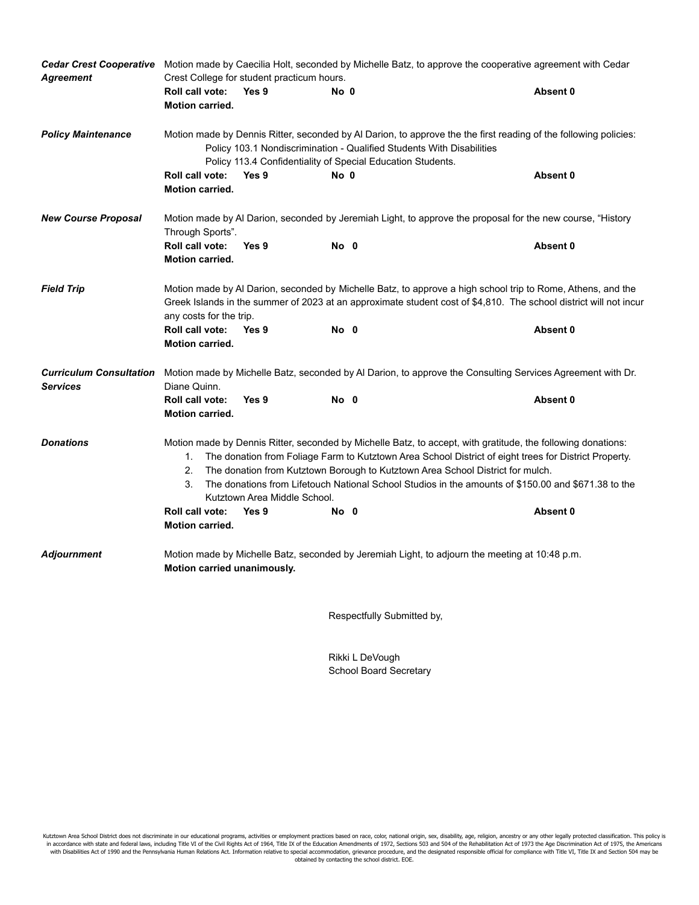***Cedar Crest Cooperative Agreement***

Motion made by Caecilia Holt, seconded by Michelle Batz, to approve the cooperative agreement with Cedar Crest College for student practicum hours.

**Roll call vote:** **Yes 9** **No 0** **Absent 0**

**Motion carried.**

***Policy Maintenance***

Motion made by Dennis Ritter, seconded by Al Darion, to approve the the first reading of the following policies:

Policy 103.1 Nondiscrimination - Qualified Students With Disabilities

Policy 113.4 Confidentiality of Special Education Students.

**Roll call vote:** **Yes 9** **No 0** **Absent 0**

**Motion carried.**

***New Course Proposal***

Motion made by Al Darion, seconded by Jeremiah Light, to approve the proposal for the new course, "History Through Sports".

**Roll call vote:** **Yes 9** **No 0** **Absent 0**

**Motion carried.**

***Field Trip***

Motion made by Al Darion, seconded by Michelle Batz, to approve a high school trip to Rome, Athens, and the Greek Islands in the summer of 2023 at an approximate student cost of $4,810. The school district will not incur any costs for the trip.

**Roll call vote:** **Yes 9** **No 0** **Absent 0**

**Motion carried.**

***Curriculum Consultation Services***

Motion made by Michelle Batz, seconded by Al Darion, to approve the Consulting Services Agreement with Dr. Diane Quinn.

**Roll call vote:** **Yes 9** **No 0** **Absent 0**

**Motion carried.**

***Donations***

Motion made by Dennis Ritter, seconded by Michelle Batz, to accept, with gratitude, the following donations:

1. The donation from Foliage Farm to Kutztown Area School District of eight trees for District Property.
2. The donation from Kutztown Borough to Kutztown Area School District for mulch.
3. The donations from Lifetouch National School Studios in the amounts of $150.00 and $671.38 to the Kutztown Area Middle School.

**Roll call vote:** **Yes 9** **No 0** **Absent 0**

**Motion carried.**

***Adjournment***

Motion made by Michelle Batz, seconded by Jeremiah Light, to adjourn the meeting at 10:48 p.m.

**Motion carried unanimously.**

Respectfully Submitted by,

Rikki L DeVough
School Board Secretary

Kutztown Area School District does not discriminate in our educational programs, activities or employment practices based on race, color, national origin, sex, disability, age, religion, ancestry or any other legally protected classification. This policy is in accordance with state and federal laws, including Title VI of the Civil Rights Act of 1964, Title IX of the Education Amendments of 1972, Sections 503 and 504 of the Rehabilitation Act of 1973 the Age Discrimination Act of 1975, the Americans with Disabilities Act of 1990 and the Pennsylvania Human Relations Act. Information relative to special accommodation, grievance procedure, and the designated responsible official for compliance with Title VI, Title IX and Section 504 may be obtained by contacting the school district. EOE.